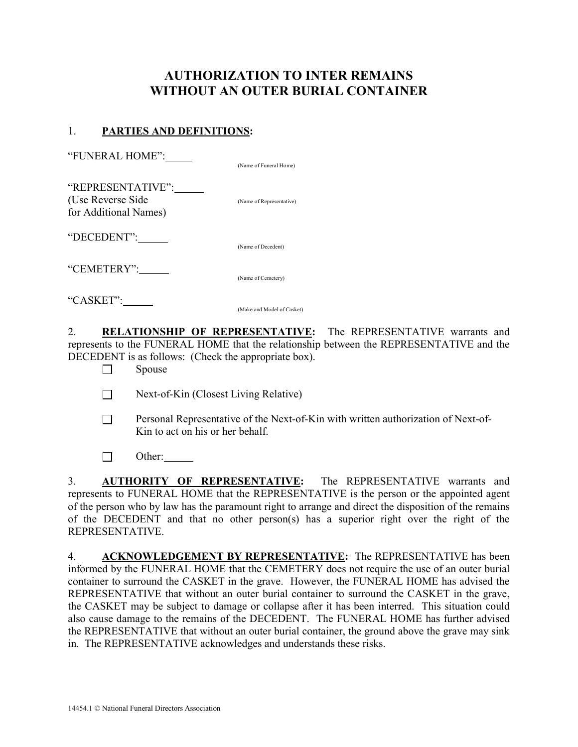# AUTHORIZATION TO INTER REMAINS WITHOUT AN OUTER BURIAL CONTAINER

1. **PARTIES AND DEFINITIONS:**

"FUNERAL HOME": \_\_\_\_\_ (Name of Funeral Home)

"REPRESENTATIVE": \_\_\_\_\_ (Name of Representative)
(Use Reverse Side for Additional Names)

"DECEDENT": \_\_\_\_\_ (Name of Decedent)

"CEMETERY": \_\_\_\_\_ (Name of Cemetery)

"CASKET": \_\_\_\_\_ (Make and Model of Casket)

2. **RELATIONSHIP OF REPRESENTATIVE:** The REPRESENTATIVE warrants and represents to the FUNERAL HOME that the relationship between the REPRESENTATIVE and the DECEDENT is as follows: (Check the appropriate box).

- ☐ Spouse
- ☐ Next-of-Kin (Closest Living Relative)
- ☐ Personal Representative of the Next-of-Kin with written authorization of Next-of-Kin to act on his or her behalf.
- ☐ Other: \_\_\_\_\_

3. **AUTHORITY OF REPRESENTATIVE:** The REPRESENTATIVE warrants and represents to FUNERAL HOME that the REPRESENTATIVE is the person or the appointed agent of the person who by law has the paramount right to arrange and direct the disposition of the remains of the DECEDENT and that no other person(s) has a superior right over the right of the REPRESENTATIVE.

4. **ACKNOWLEDGEMENT BY REPRESENTATIVE:** The REPRESENTATIVE has been informed by the FUNERAL HOME that the CEMETERY does not require the use of an outer burial container to surround the CASKET in the grave. However, the FUNERAL HOME has advised the REPRESENTATIVE that without an outer burial container to surround the CASKET in the grave, the CASKET may be subject to damage or collapse after it has been interred. This situation could also cause damage to the remains of the DECEDENT. The FUNERAL HOME has further advised the REPRESENTATIVE that without an outer burial container, the ground above the grave may sink in. The REPRESENTATIVE acknowledges and understands these risks.

14454.1 © National Funeral Directors Association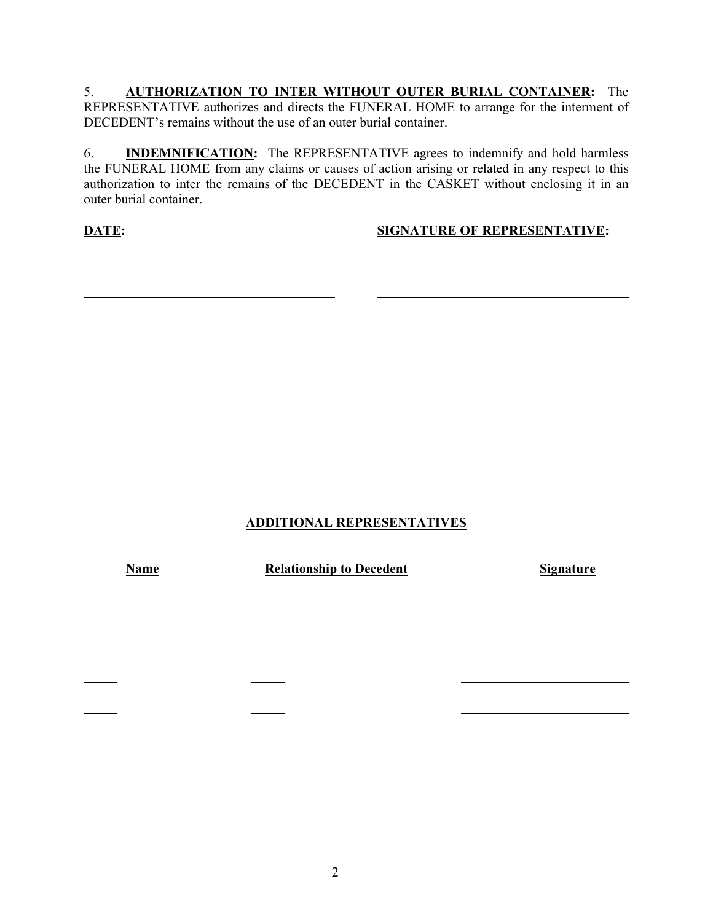5. **AUTHORIZATION TO INTER WITHOUT OUTER BURIAL CONTAINER:** The REPRESENTATIVE authorizes and directs the FUNERAL HOME to arrange for the interment of DECEDENT's remains without the use of an outer burial container.

6. **INDEMNIFICATION:** The REPRESENTATIVE agrees to indemnify and hold harmless the FUNERAL HOME from any claims or causes of action arising or related in any respect to this authorization to inter the remains of the DECEDENT in the CASKET without enclosing it in an outer burial container.

**DATE:** ______________________________ **SIGNATURE OF REPRESENTATIVE:** ______________________________

## ADDITIONAL REPRESENTATIVES

| Name | Relationship to Decedent | Signature |
|---|---|---|
| _____ | _____ | ______________________ |
| _____ | _____ | ______________________ |
| _____ | _____ | ______________________ |
| _____ | _____ | ______________________ |